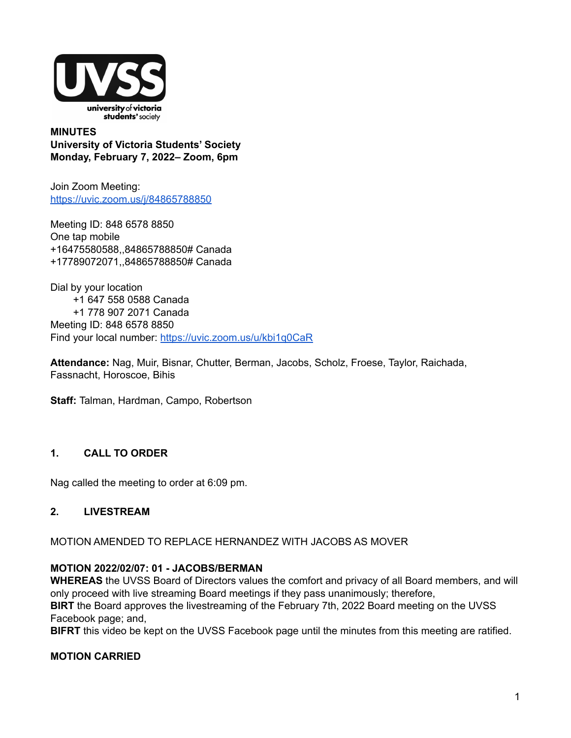**MINUTES**
**University of Victoria Students' Society**
**Monday, February 7, 2022– Zoom, 6pm**

Join Zoom Meeting:
https://uvic.zoom.us/j/84865788850

Meeting ID: 848 6578 8850
One tap mobile
+16475580588,,84865788850# Canada
+17789072071,,84865788850# Canada

Dial by your location
+1 647 558 0588 Canada
+1 778 907 2071 Canada
Meeting ID: 848 6578 8850
Find your local number: https://uvic.zoom.us/u/kbi1q0CaR

**Attendance:** Nag, Muir, Bisnar, Chutter, Berman, Jacobs, Scholz, Froese, Taylor, Raichada, Fassnacht, Horoscoe, Bihis

**Staff:** Talman, Hardman, Campo, Robertson

## 1. CALL TO ORDER

Nag called the meeting to order at 6:09 pm.

## 2. LIVESTREAM

MOTION AMENDED TO REPLACE HERNANDEZ WITH JACOBS AS MOVER

**MOTION 2022/02/07: 01 - JACOBS/BERMAN**
**WHEREAS** the UVSS Board of Directors values the comfort and privacy of all Board members, and will only proceed with live streaming Board meetings if they pass unanimously; therefore,
**BIRT** the Board approves the livestreaming of the February 7th, 2022 Board meeting on the UVSS Facebook page; and,
**BIFRT** this video be kept on the UVSS Facebook page until the minutes from this meeting are ratified.

**MOTION CARRIED**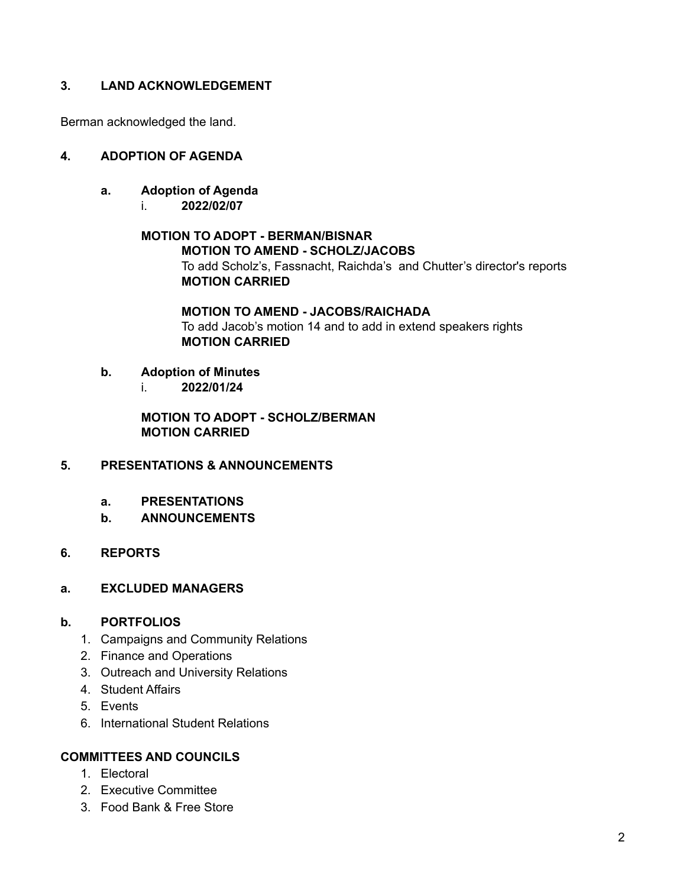## 3. LAND ACKNOWLEDGEMENT

Berman acknowledged the land.

## 4. ADOPTION OF AGENDA

### a. Adoption of Agenda

i. **2022/02/07**

**MOTION TO ADOPT - BERMAN/BISNAR**

**MOTION TO AMEND - SCHOLZ/JACOBS**

To add Scholz's, Fassnacht, Raichda's and Chutter's director's reports

**MOTION CARRIED**

**MOTION TO AMEND - JACOBS/RAICHADA**

To add Jacob's motion 14 and to add in extend speakers rights

**MOTION CARRIED**

### b. Adoption of Minutes

i. **2022/01/24**

**MOTION TO ADOPT - SCHOLZ/BERMAN**

**MOTION CARRIED**

## 5. PRESENTATIONS & ANNOUNCEMENTS

### a. PRESENTATIONS

### b. ANNOUNCEMENTS

## 6. REPORTS

### a. EXCLUDED MANAGERS

### b. PORTFOLIOS

1. Campaigns and Community Relations
2. Finance and Operations
3. Outreach and University Relations
4. Student Affairs
5. Events
6. International Student Relations

### COMMITTEES AND COUNCILS

1. Electoral
2. Executive Committee
3. Food Bank & Free Store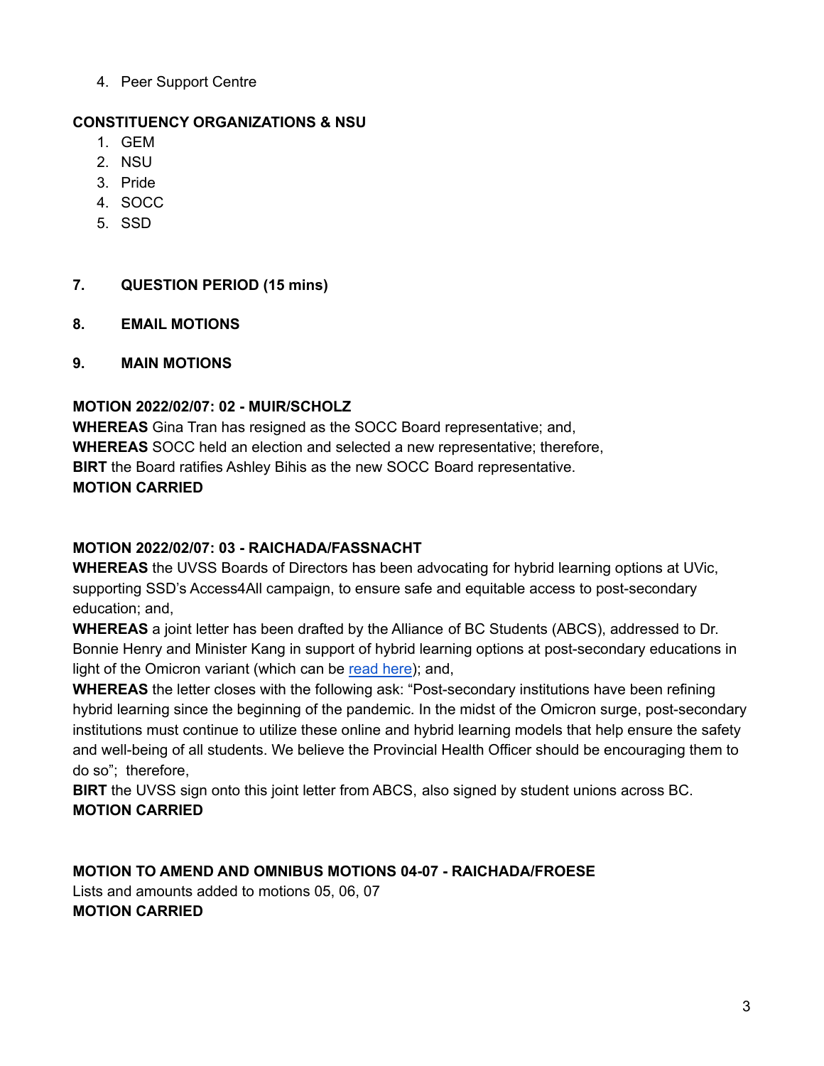4. Peer Support Centre

**CONSTITUENCY ORGANIZATIONS & NSU**

1. GEM
2. NSU
3. Pride
4. SOCC
5. SSD

## 7. QUESTION PERIOD (15 mins)

## 8. EMAIL MOTIONS

## 9. MAIN MOTIONS

**MOTION 2022/02/07: 02 - MUIR/SCHOLZ**
**WHEREAS** Gina Tran has resigned as the SOCC Board representative; and,
**WHEREAS** SOCC held an election and selected a new representative; therefore,
**BIRT** the Board ratifies Ashley Bihis as the new SOCC Board representative.
**MOTION CARRIED**

**MOTION 2022/02/07: 03 - RAICHADA/FASSNACHT**
**WHEREAS** the UVSS Boards of Directors has been advocating for hybrid learning options at UVic, supporting SSD's Access4All campaign, to ensure safe and equitable access to post-secondary education; and,
**WHEREAS** a joint letter has been drafted by the Alliance of BC Students (ABCS), addressed to Dr. Bonnie Henry and Minister Kang in support of hybrid learning options at post-secondary educations in light of the Omicron variant (which can be read here); and,
**WHEREAS** the letter closes with the following ask: "Post-secondary institutions have been refining hybrid learning since the beginning of the pandemic. In the midst of the Omicron surge, post-secondary institutions must continue to utilize these online and hybrid learning models that help ensure the safety and well-being of all students. We believe the Provincial Health Officer should be encouraging them to do so"; therefore,
**BIRT** the UVSS sign onto this joint letter from ABCS, also signed by student unions across BC.
**MOTION CARRIED**

**MOTION TO AMEND AND OMNIBUS MOTIONS 04-07 - RAICHADA/FROESE**
Lists and amounts added to motions 05, 06, 07
**MOTION CARRIED**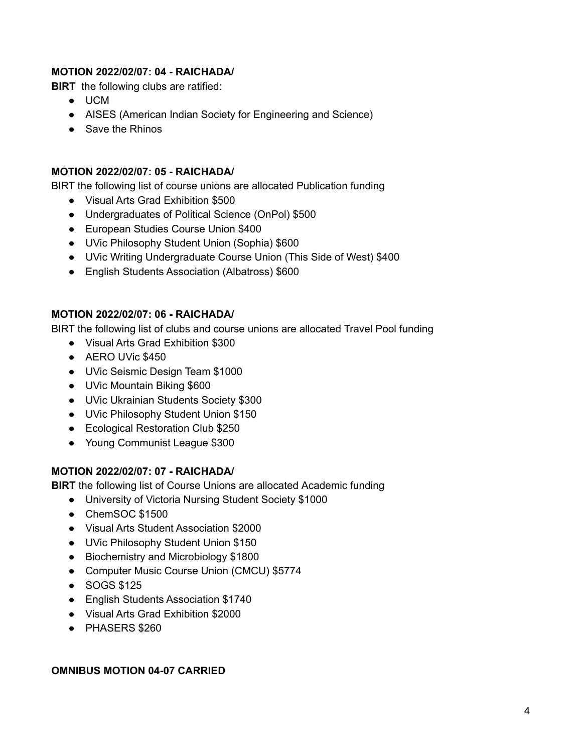**MOTION 2022/02/07: 04 - RAICHADA/**

**BIRT** the following clubs are ratified:

- UCM
- AISES (American Indian Society for Engineering and Science)
- Save the Rhinos

**MOTION 2022/02/07: 05 - RAICHADA/**

BIRT the following list of course unions are allocated Publication funding

- Visual Arts Grad Exhibition $500
- Undergraduates of Political Science (OnPol) $500
- European Studies Course Union $400
- UVic Philosophy Student Union (Sophia) $600
- UVic Writing Undergraduate Course Union (This Side of West) $400
- English Students Association (Albatross) $600

**MOTION 2022/02/07: 06 - RAICHADA/**

BIRT the following list of clubs and course unions are allocated Travel Pool funding

- Visual Arts Grad Exhibition $300
- AERO UVic $450
- UVic Seismic Design Team $1000
- UVic Mountain Biking $600
- UVic Ukrainian Students Society $300
- UVic Philosophy Student Union $150
- Ecological Restoration Club $250
- Young Communist League $300

**MOTION 2022/02/07: 07 - RAICHADA/**

**BIRT** the following list of Course Unions are allocated Academic funding

- University of Victoria Nursing Student Society $1000
- ChemSOC $1500
- Visual Arts Student Association $2000
- UVic Philosophy Student Union $150
- Biochemistry and Microbiology $1800
- Computer Music Course Union (CMCU) $5774
- SOGS $125
- English Students Association $1740
- Visual Arts Grad Exhibition $2000
- PHASERS $260

**OMNIBUS MOTION 04-07 CARRIED**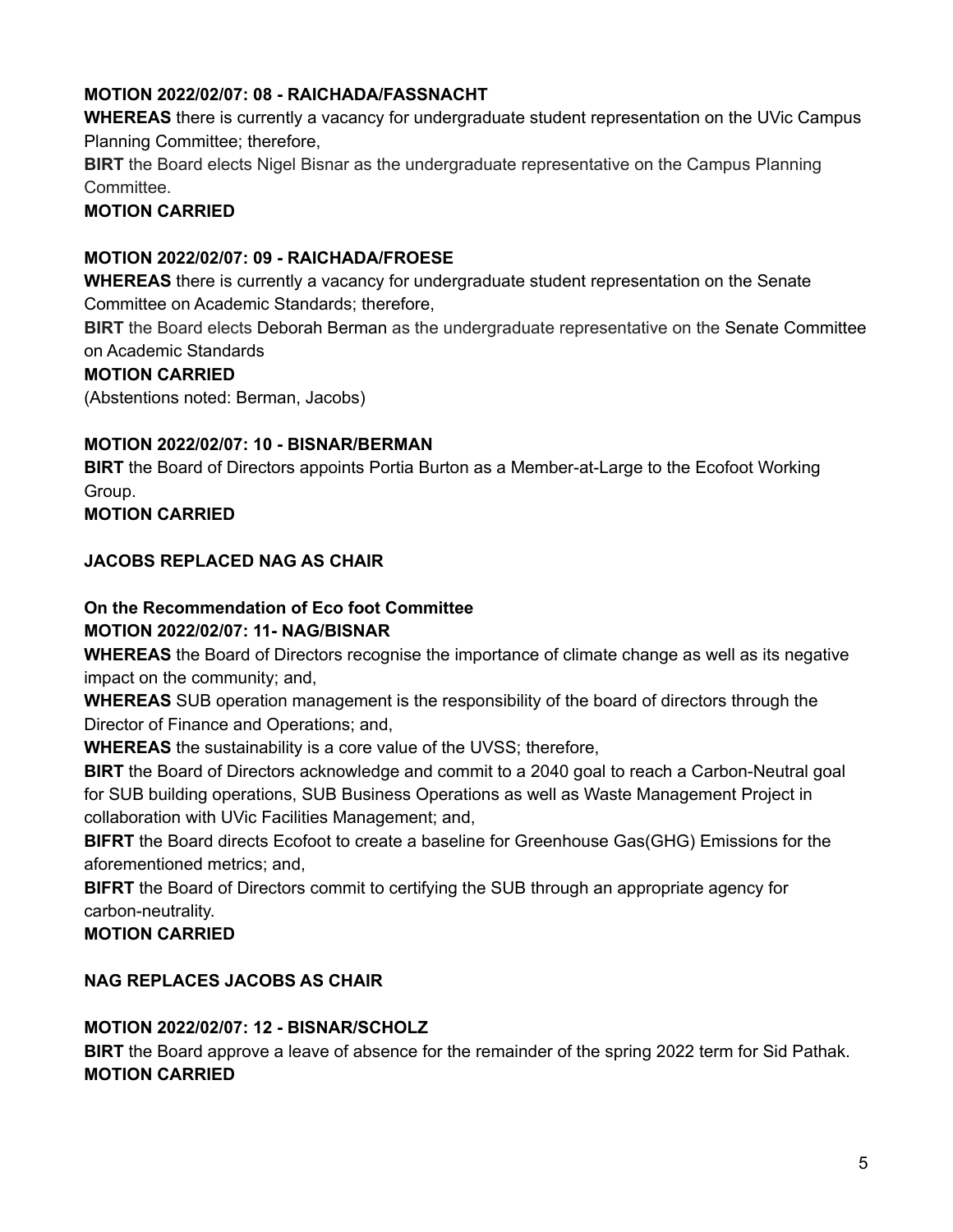**MOTION 2022/02/07: 08 - RAICHADA/FASSNACHT**

**WHEREAS** there is currently a vacancy for undergraduate student representation on the UVic Campus Planning Committee; therefore,

**BIRT** the Board elects Nigel Bisnar as the undergraduate representative on the Campus Planning Committee.

**MOTION CARRIED**

**MOTION 2022/02/07: 09 - RAICHADA/FROESE**

**WHEREAS** there is currently a vacancy for undergraduate student representation on the Senate Committee on Academic Standards; therefore,

**BIRT** the Board elects Deborah Berman as the undergraduate representative on the Senate Committee on Academic Standards

**MOTION CARRIED**

(Abstentions noted: Berman, Jacobs)

**MOTION 2022/02/07: 10 - BISNAR/BERMAN**

**BIRT** the Board of Directors appoints Portia Burton as a Member-at-Large to the Ecofoot Working Group.

**MOTION CARRIED**

**JACOBS REPLACED NAG AS CHAIR**

**On the Recommendation of Eco foot Committee**

**MOTION 2022/02/07: 11- NAG/BISNAR**

**WHEREAS** the Board of Directors recognise the importance of climate change as well as its negative impact on the community; and,

**WHEREAS** SUB operation management is the responsibility of the board of directors through the Director of Finance and Operations; and,

**WHEREAS** the sustainability is a core value of the UVSS; therefore,

**BIRT** the Board of Directors acknowledge and commit to a 2040 goal to reach a Carbon-Neutral goal for SUB building operations, SUB Business Operations as well as Waste Management Project in collaboration with UVic Facilities Management; and,

**BIFRT** the Board directs Ecofoot to create a baseline for Greenhouse Gas(GHG) Emissions for the aforementioned metrics; and,

**BIFRT** the Board of Directors commit to certifying the SUB through an appropriate agency for carbon-neutrality.

**MOTION CARRIED**

**NAG REPLACES JACOBS AS CHAIR**

**MOTION 2022/02/07: 12 - BISNAR/SCHOLZ**

**BIRT** the Board approve a leave of absence for the remainder of the spring 2022 term for Sid Pathak.

**MOTION CARRIED**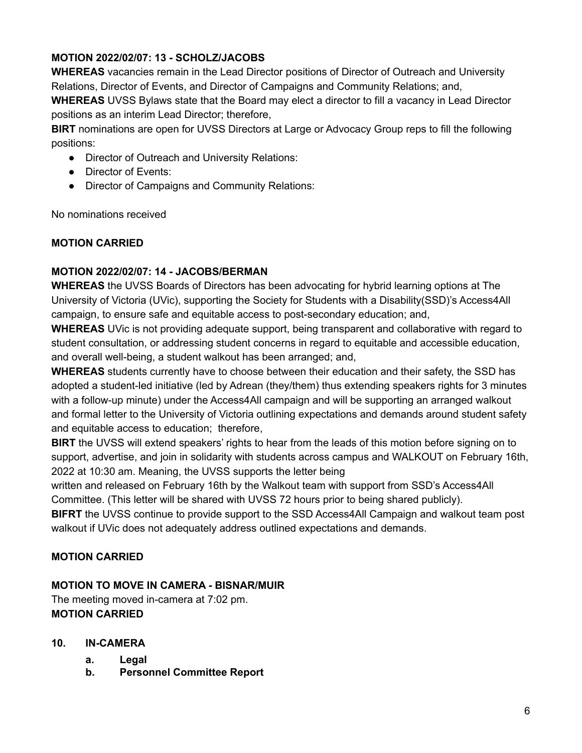**MOTION 2022/02/07: 13 - SCHOLZ/JACOBS**

**WHEREAS** vacancies remain in the Lead Director positions of Director of Outreach and University Relations, Director of Events, and Director of Campaigns and Community Relations; and,

**WHEREAS** UVSS Bylaws state that the Board may elect a director to fill a vacancy in Lead Director positions as an interim Lead Director; therefore,

**BIRT** nominations are open for UVSS Directors at Large or Advocacy Group reps to fill the following positions:

- Director of Outreach and University Relations:
- Director of Events:
- Director of Campaigns and Community Relations:

No nominations received

**MOTION CARRIED**

**MOTION 2022/02/07: 14 - JACOBS/BERMAN**

**WHEREAS** the UVSS Boards of Directors has been advocating for hybrid learning options at The University of Victoria (UVic), supporting the Society for Students with a Disability(SSD)'s Access4All campaign, to ensure safe and equitable access to post-secondary education; and,

**WHEREAS** UVic is not providing adequate support, being transparent and collaborative with regard to student consultation, or addressing student concerns in regard to equitable and accessible education, and overall well-being, a student walkout has been arranged; and,

**WHEREAS** students currently have to choose between their education and their safety, the SSD has adopted a student-led initiative (led by Adrean (they/them) thus extending speakers rights for 3 minutes with a follow-up minute) under the Access4All campaign and will be supporting an arranged walkout and formal letter to the University of Victoria outlining expectations and demands around student safety and equitable access to education; therefore,

**BIRT** the UVSS will extend speakers' rights to hear from the leads of this motion before signing on to support, advertise, and join in solidarity with students across campus and WALKOUT on February 16th, 2022 at 10:30 am. Meaning, the UVSS supports the letter being written and released on February 16th by the Walkout team with support from SSD's Access4All Committee. (This letter will be shared with UVSS 72 hours prior to being shared publicly).

**BIFRT** the UVSS continue to provide support to the SSD Access4All Campaign and walkout team post walkout if UVic does not adequately address outlined expectations and demands.

**MOTION CARRIED**

**MOTION TO MOVE IN CAMERA - BISNAR/MUIR**

The meeting moved in-camera at 7:02 pm.

**MOTION CARRIED**

**10. IN-CAMERA**

a. **Legal**

b. **Personnel Committee Report**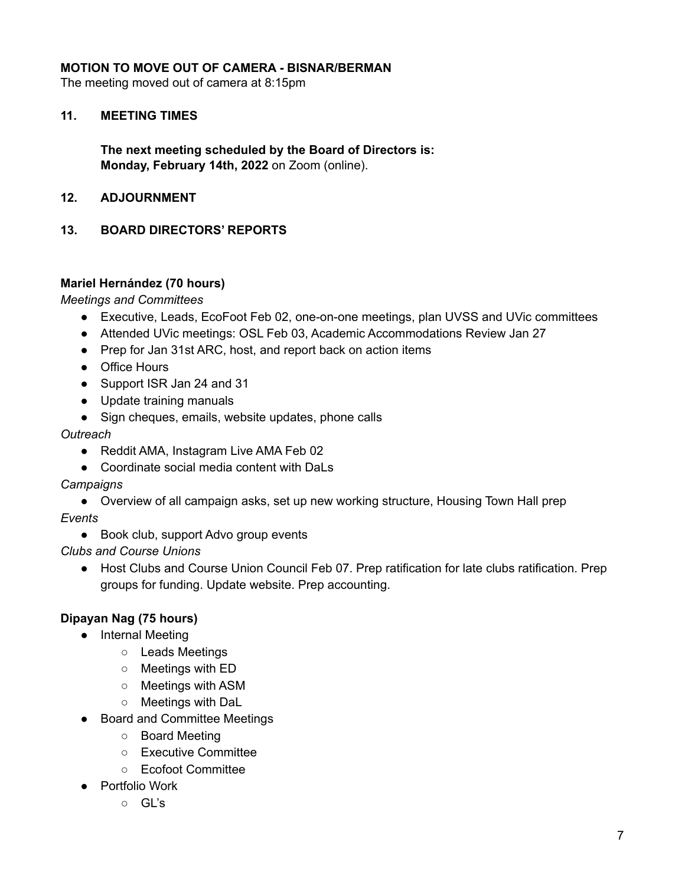**MOTION TO MOVE OUT OF CAMERA - BISNAR/BERMAN**

The meeting moved out of camera at 8:15pm

## 11. MEETING TIMES

**The next meeting scheduled by the Board of Directors is:**
**Monday, February 14th, 2022** on Zoom (online).

## 12. ADJOURNMENT

## 13. BOARD DIRECTORS' REPORTS

**Mariel Hernández (70 hours)**

*Meetings and Committees*

- Executive, Leads, EcoFoot Feb 02, one-on-one meetings, plan UVSS and UVic committees
- Attended UVic meetings: OSL Feb 03, Academic Accommodations Review Jan 27
- Prep for Jan 31st ARC, host, and report back on action items
- Office Hours
- Support ISR Jan 24 and 31
- Update training manuals
- Sign cheques, emails, website updates, phone calls

*Outreach*

- Reddit AMA, Instagram Live AMA Feb 02
- Coordinate social media content with DaLs

*Campaigns*

- Overview of all campaign asks, set up new working structure, Housing Town Hall prep

*Events*

- Book club, support Advo group events

*Clubs and Course Unions*

- Host Clubs and Course Union Council Feb 07. Prep ratification for late clubs ratification. Prep groups for funding. Update website. Prep accounting.

**Dipayan Nag (75 hours)**

- Internal Meeting
    - Leads Meetings
    - Meetings with ED
    - Meetings with ASM
    - Meetings with DaL
- Board and Committee Meetings
    - Board Meeting
    - Executive Committee
    - Ecofoot Committee
- Portfolio Work
    - GL's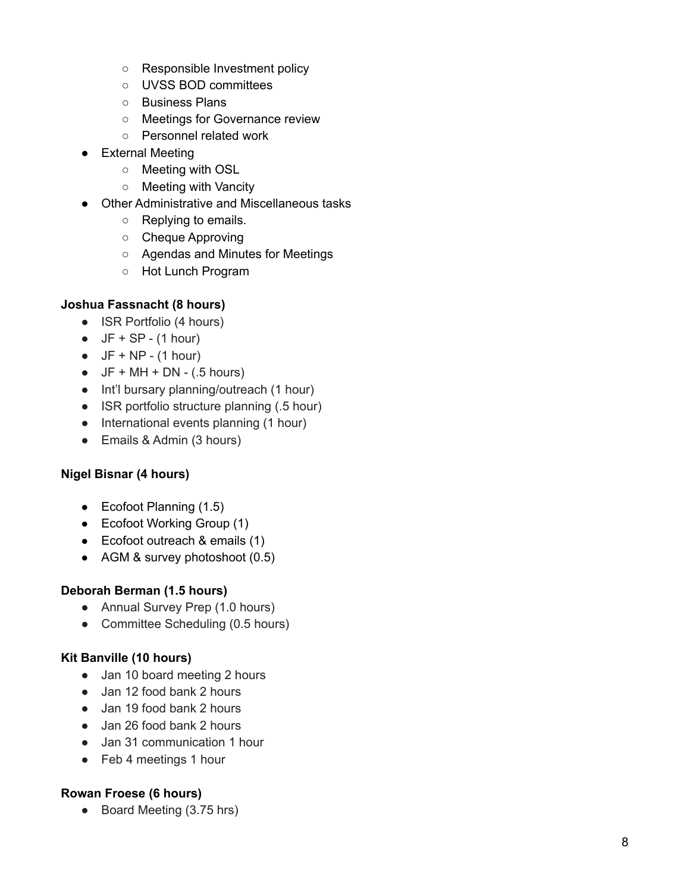- Responsible Investment policy
  - UVSS BOD committees
  - Business Plans
  - Meetings for Governance review
  - Personnel related work
- External Meeting
  - Meeting with OSL
  - Meeting with Vancity
- Other Administrative and Miscellaneous tasks
  - Replying to emails.
  - Cheque Approving
  - Agendas and Minutes for Meetings
  - Hot Lunch Program

**Joshua Fassnacht (8 hours)**

- ISR Portfolio (4 hours)
- JF + SP - (1 hour)
- JF + NP - (1 hour)
- JF + MH + DN - (.5 hours)
- Int'l bursary planning/outreach (1 hour)
- ISR portfolio structure planning (.5 hour)
- International events planning (1 hour)
- Emails & Admin (3 hours)

**Nigel Bisnar (4 hours)**

- Ecofoot Planning (1.5)
- Ecofoot Working Group (1)
- Ecofoot outreach & emails (1)
- AGM & survey photoshoot (0.5)

**Deborah Berman (1.5 hours)**

- Annual Survey Prep (1.0 hours)
- Committee Scheduling (0.5 hours)

**Kit Banville (10 hours)**

- Jan 10 board meeting 2 hours
- Jan 12 food bank 2 hours
- Jan 19 food bank 2 hours
- Jan 26 food bank 2 hours
- Jan 31 communication 1 hour
- Feb 4 meetings 1 hour

**Rowan Froese (6 hours)**

- Board Meeting (3.75 hrs)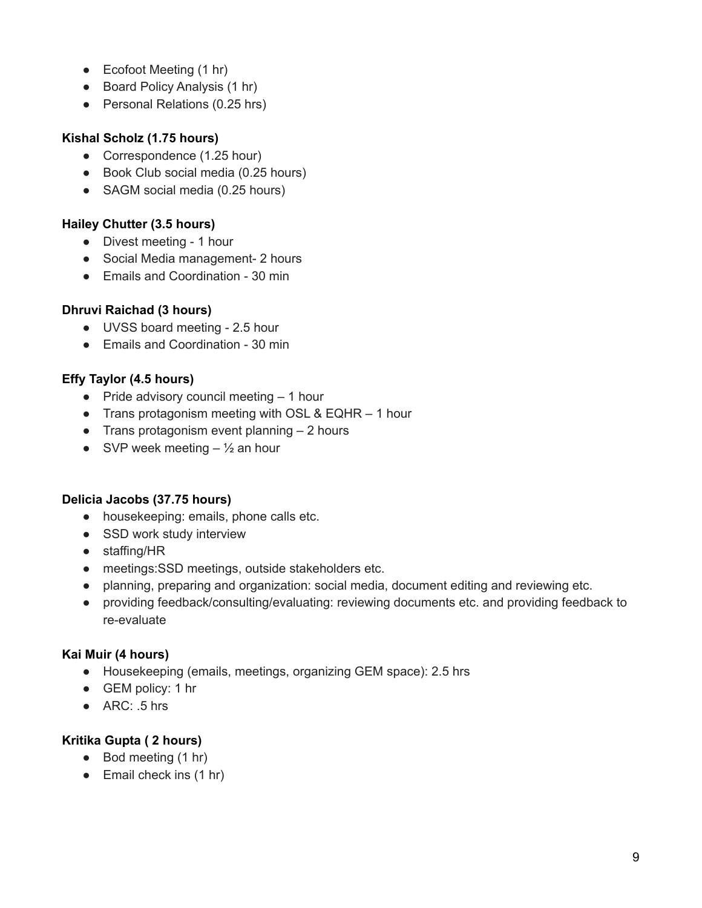- Ecofoot Meeting (1 hr)
- Board Policy Analysis (1 hr)
- Personal Relations (0.25 hrs)

**Kishal Scholz (1.75 hours)**

- Correspondence (1.25 hour)
- Book Club social media (0.25 hours)
- SAGM social media (0.25 hours)

**Hailey Chutter (3.5 hours)**

- Divest meeting - 1 hour
- Social Media management- 2 hours
- Emails and Coordination - 30 min

**Dhruvi Raichad (3 hours)**

- UVSS board meeting - 2.5 hour
- Emails and Coordination - 30 min

**Effy Taylor (4.5 hours)**

- Pride advisory council meeting – 1 hour
- Trans protagonism meeting with OSL & EQHR – 1 hour
- Trans protagonism event planning – 2 hours
- SVP week meeting – ½ an hour

**Delicia Jacobs (37.75 hours)**

- housekeeping: emails, phone calls etc.
- SSD work study interview
- staffing/HR
- meetings:SSD meetings, outside stakeholders etc.
- planning, preparing and organization: social media, document editing and reviewing etc.
- providing feedback/consulting/evaluating: reviewing documents etc. and providing feedback to re-evaluate

**Kai Muir (4 hours)**

- Housekeeping (emails, meetings, organizing GEM space): 2.5 hrs
- GEM policy: 1 hr
- ARC: .5 hrs

**Kritika Gupta ( 2 hours)**

- Bod meeting (1 hr)
- Email check ins (1 hr)